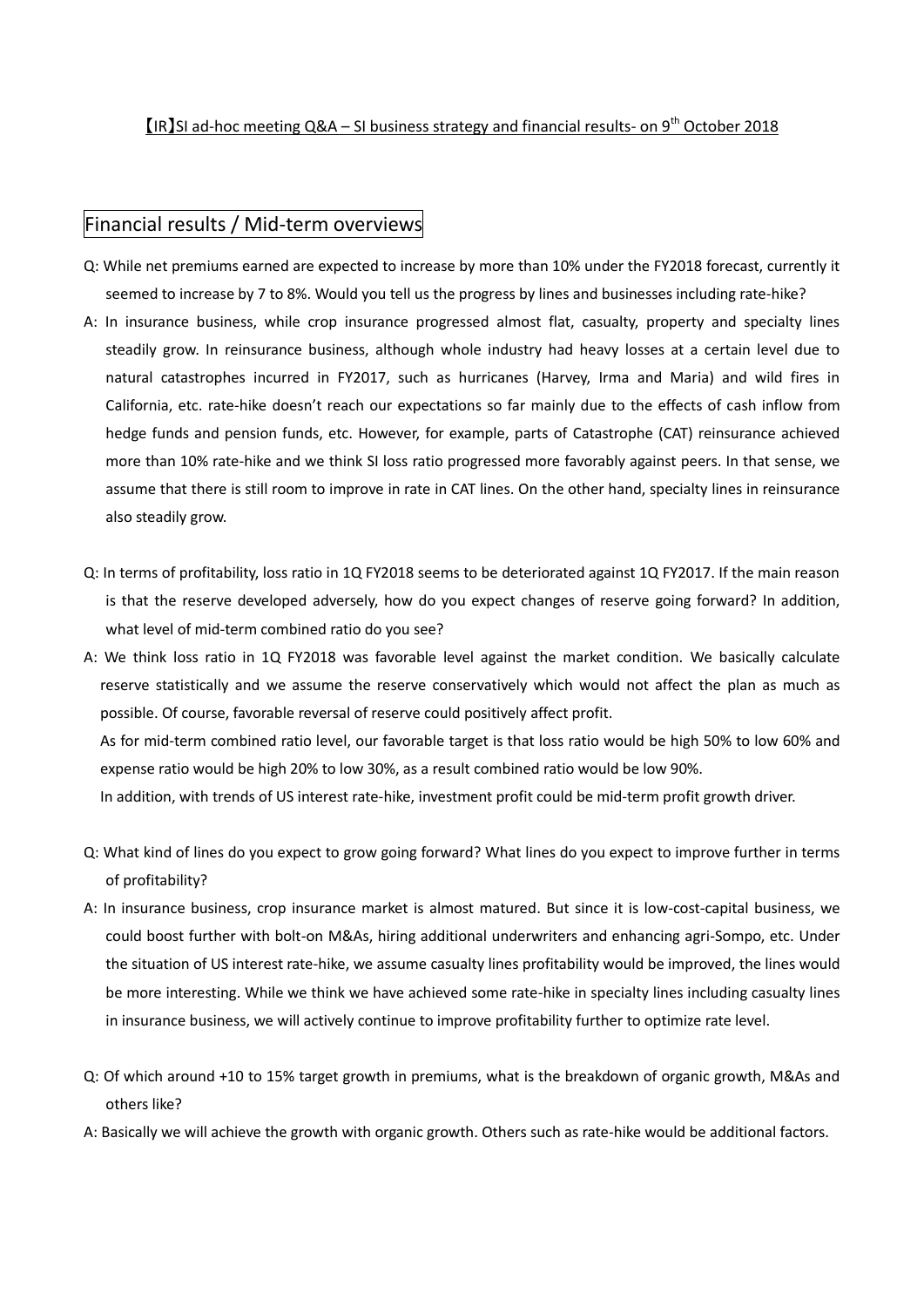# 【IR】SI ad-hoc meeting Q&A – SI business strategy and financial results- on 9th October 2018

## Financial results / Mid-term overviews

Q: While net premiums earned are expected to increase by more than 10% under the FY2018 forecast, currently it seemed to increase by 7 to 8%. Would you tell us the progress by lines and businesses including rate-hike?

A: In insurance business, while crop insurance progressed almost flat, casualty, property and specialty lines steadily grow. In reinsurance business, although whole industry had heavy losses at a certain level due to natural catastrophes incurred in FY2017, such as hurricanes (Harvey, Irma and Maria) and wild fires in California, etc. rate-hike doesn't reach our expectations so far mainly due to the effects of cash inflow from hedge funds and pension funds, etc. However, for example, parts of Catastrophe (CAT) reinsurance achieved more than 10% rate-hike and we think SI loss ratio progressed more favorably against peers. In that sense, we assume that there is still room to improve in rate in CAT lines. On the other hand, specialty lines in reinsurance also steadily grow.

Q: In terms of profitability, loss ratio in 1Q FY2018 seems to be deteriorated against 1Q FY2017. If the main reason is that the reserve developed adversely, how do you expect changes of reserve going forward? In addition, what level of mid-term combined ratio do you see?

A: We think loss ratio in 1Q FY2018 was favorable level against the market condition. We basically calculate reserve statistically and we assume the reserve conservatively which would not affect the plan as much as possible. Of course, favorable reversal of reserve could positively affect profit.

As for mid-term combined ratio level, our favorable target is that loss ratio would be high 50% to low 60% and expense ratio would be high 20% to low 30%, as a result combined ratio would be low 90%.

In addition, with trends of US interest rate-hike, investment profit could be mid-term profit growth driver.

Q: What kind of lines do you expect to grow going forward? What lines do you expect to improve further in terms of profitability?

A: In insurance business, crop insurance market is almost matured. But since it is low-cost-capital business, we could boost further with bolt-on M&As, hiring additional underwriters and enhancing agri-Sompo, etc. Under the situation of US interest rate-hike, we assume casualty lines profitability would be improved, the lines would be more interesting. While we think we have achieved some rate-hike in specialty lines including casualty lines in insurance business, we will actively continue to improve profitability further to optimize rate level.

Q: Of which around +10 to 15% target growth in premiums, what is the breakdown of organic growth, M&As and others like?

A: Basically we will achieve the growth with organic growth. Others such as rate-hike would be additional factors.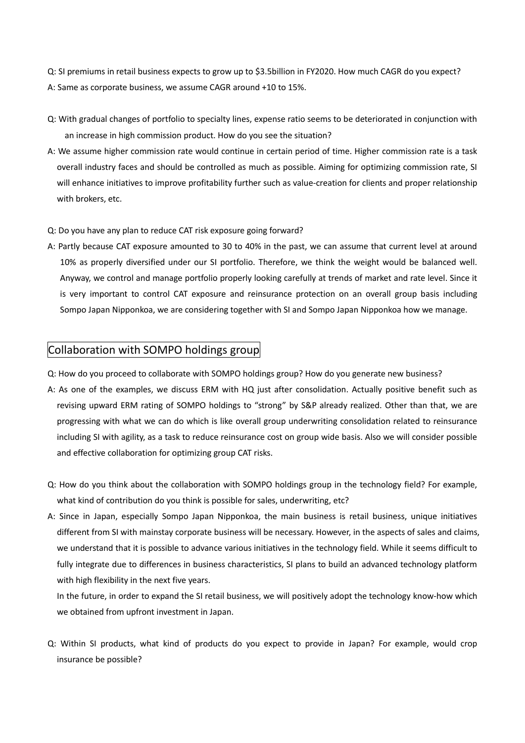Q: SI premiums in retail business expects to grow up to $3.5billion in FY2020. How much CAGR do you expect?

A: Same as corporate business, we assume CAGR around +10 to 15%.

Q: With gradual changes of portfolio to specialty lines, expense ratio seems to be deteriorated in conjunction with an increase in high commission product. How do you see the situation?

A: We assume higher commission rate would continue in certain period of time. Higher commission rate is a task overall industry faces and should be controlled as much as possible. Aiming for optimizing commission rate, SI will enhance initiatives to improve profitability further such as value-creation for clients and proper relationship with brokers, etc.

Q: Do you have any plan to reduce CAT risk exposure going forward?

A: Partly because CAT exposure amounted to 30 to 40% in the past, we can assume that current level at around 10% as properly diversified under our SI portfolio. Therefore, we think the weight would be balanced well. Anyway, we control and manage portfolio properly looking carefully at trends of market and rate level. Since it is very important to control CAT exposure and reinsurance protection on an overall group basis including Sompo Japan Nipponkoa, we are considering together with SI and Sompo Japan Nipponkoa how we manage.

## Collaboration with SOMPO holdings group

Q: How do you proceed to collaborate with SOMPO holdings group? How do you generate new business?

A: As one of the examples, we discuss ERM with HQ just after consolidation. Actually positive benefit such as revising upward ERM rating of SOMPO holdings to "strong" by S&P already realized. Other than that, we are progressing with what we can do which is like overall group underwriting consolidation related to reinsurance including SI with agility, as a task to reduce reinsurance cost on group wide basis. Also we will consider possible and effective collaboration for optimizing group CAT risks.

Q: How do you think about the collaboration with SOMPO holdings group in the technology field? For example, what kind of contribution do you think is possible for sales, underwriting, etc?

A: Since in Japan, especially Sompo Japan Nipponkoa, the main business is retail business, unique initiatives different from SI with mainstay corporate business will be necessary. However, in the aspects of sales and claims, we understand that it is possible to advance various initiatives in the technology field. While it seems difficult to fully integrate due to differences in business characteristics, SI plans to build an advanced technology platform with high flexibility in the next five years.

In the future, in order to expand the SI retail business, we will positively adopt the technology know-how which we obtained from upfront investment in Japan.

Q: Within SI products, what kind of products do you expect to provide in Japan? For example, would crop insurance be possible?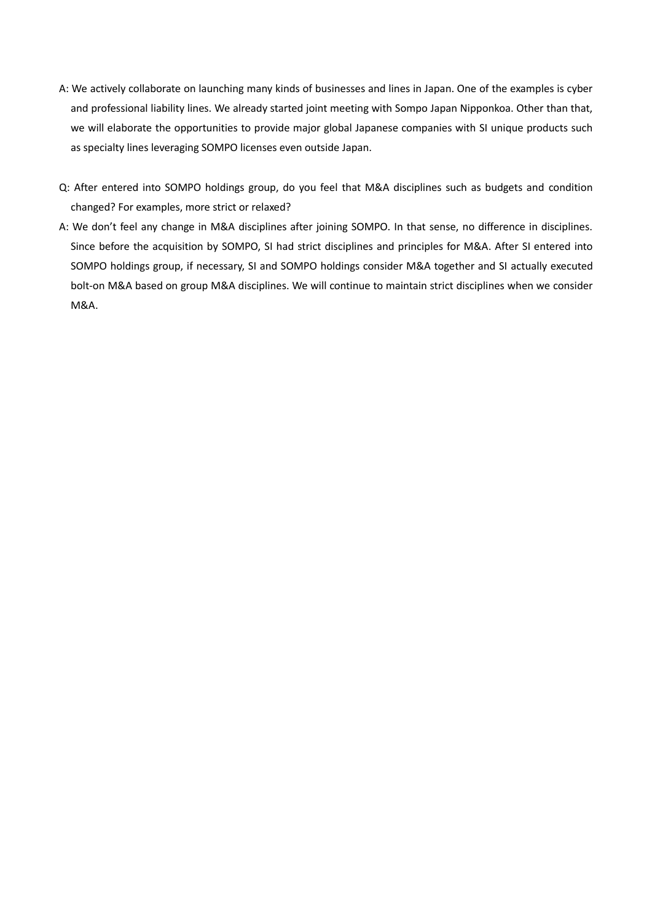A: We actively collaborate on launching many kinds of businesses and lines in Japan. One of the examples is cyber and professional liability lines. We already started joint meeting with Sompo Japan Nipponkoa. Other than that, we will elaborate the opportunities to provide major global Japanese companies with SI unique products such as specialty lines leveraging SOMPO licenses even outside Japan.

Q: After entered into SOMPO holdings group, do you feel that M&A disciplines such as budgets and condition changed? For examples, more strict or relaxed?

A: We don't feel any change in M&A disciplines after joining SOMPO. In that sense, no difference in disciplines. Since before the acquisition by SOMPO, SI had strict disciplines and principles for M&A. After SI entered into SOMPO holdings group, if necessary, SI and SOMPO holdings consider M&A together and SI actually executed bolt-on M&A based on group M&A disciplines. We will continue to maintain strict disciplines when we consider M&A.